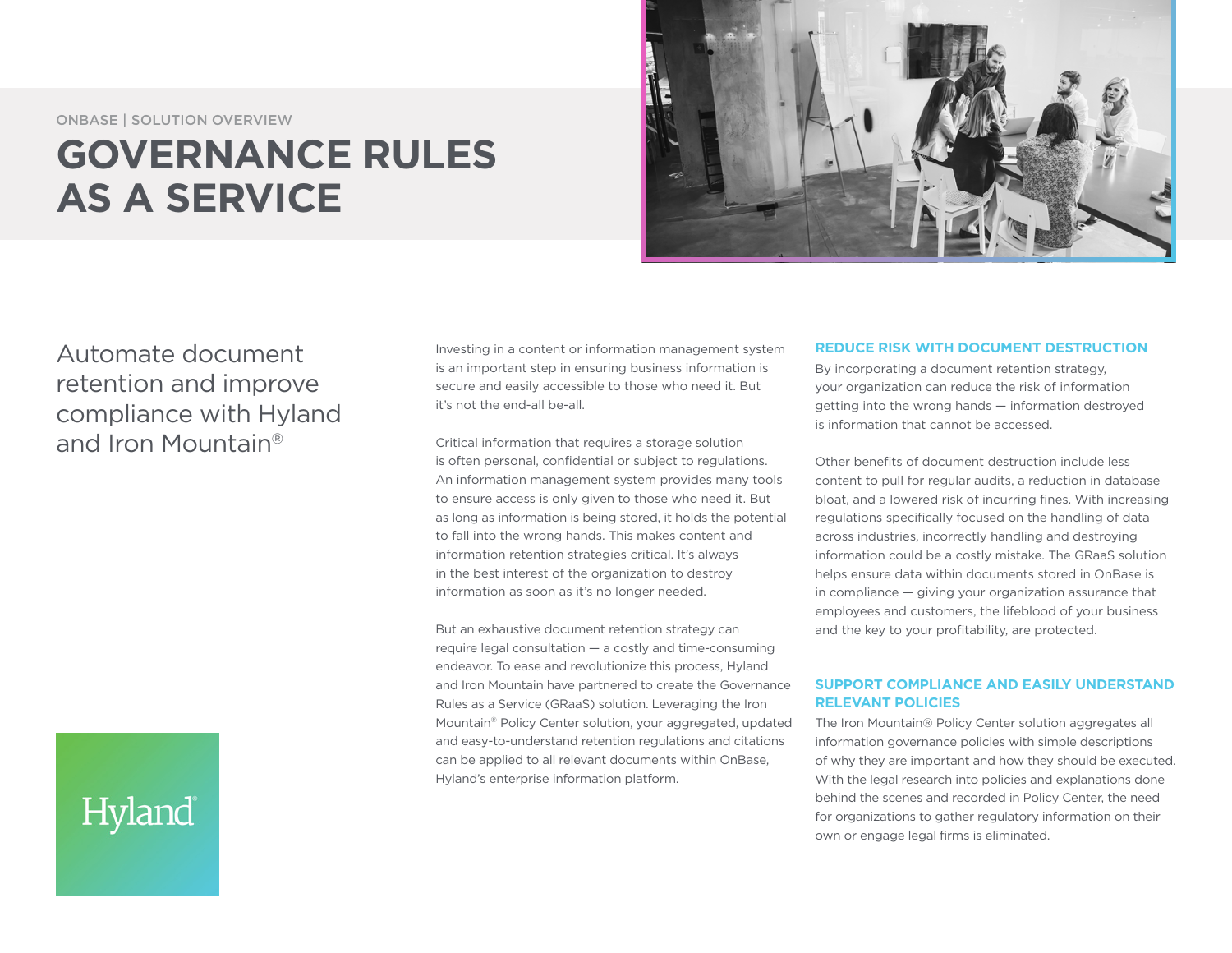ONBASE | SOLUTION OVERVIEW

# GOVERNANCE RULES AS A SERVICE

## Automate document retention and improve compliance with Hyland and Iron Mountain®

Investing in a content or information management system is an important step in ensuring business information is secure and easily accessible to those who need it. But it's not the end-all be-all.

Critical information that requires a storage solution is often personal, confidential or subject to regulations. An information management system provides many tools to ensure access is only given to those who need it. But as long as information is being stored, it holds the potential to fall into the wrong hands. This makes content and information retention strategies critical. It's always in the best interest of the organization to destroy information as soon as it's no longer needed.

But an exhaustive document retention strategy can require legal consultation — a costly and time-consuming endeavor. To ease and revolutionize this process, Hyland and Iron Mountain have partnered to create the Governance Rules as a Service (GRaaS) solution. Leveraging the Iron Mountain® Policy Center solution, your aggregated, updated and easy-to-understand retention regulations and citations can be applied to all relevant documents within OnBase, Hyland's enterprise information platform.

### REDUCE RISK WITH DOCUMENT DESTRUCTION

By incorporating a document retention strategy, your organization can reduce the risk of information getting into the wrong hands — information destroyed is information that cannot be accessed.

Other benefits of document destruction include less content to pull for regular audits, a reduction in database bloat, and a lowered risk of incurring fines. With increasing regulations specifically focused on the handling of data across industries, incorrectly handling and destroying information could be a costly mistake. The GRaaS solution helps ensure data within documents stored in OnBase is in compliance — giving your organization assurance that employees and customers, the lifeblood of your business and the key to your profitability, are protected.

### SUPPORT COMPLIANCE AND EASILY UNDERSTAND RELEVANT POLICIES

The Iron Mountain® Policy Center solution aggregates all information governance policies with simple descriptions of why they are important and how they should be executed. With the legal research into policies and explanations done behind the scenes and recorded in Policy Center, the need for organizations to gather regulatory information on their own or engage legal firms is eliminated.

Hyland®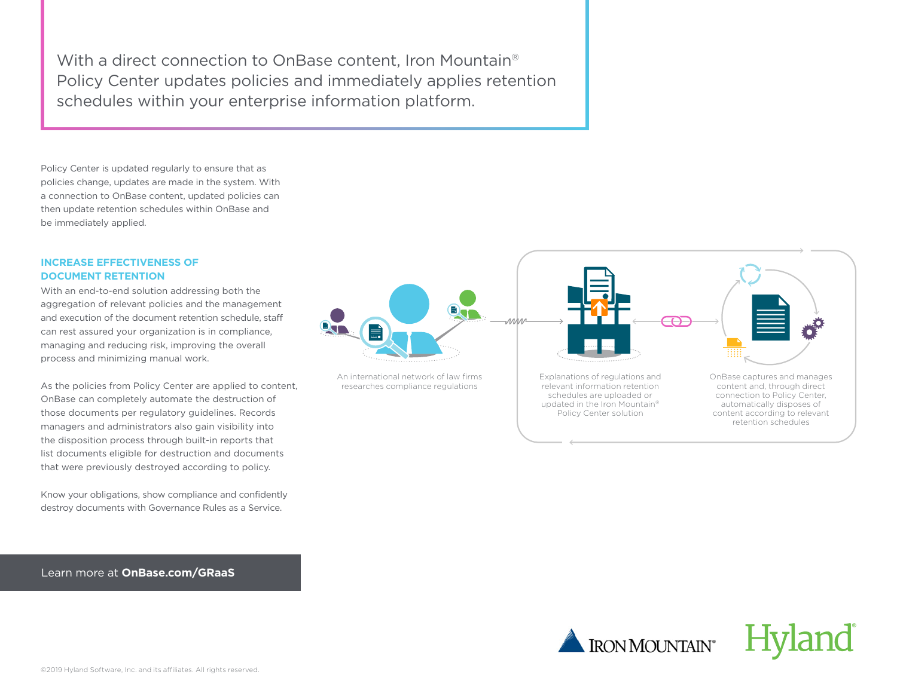With a direct connection to OnBase content, Iron Mountain® Policy Center updates policies and immediately applies retention schedules within your enterprise information platform.

Policy Center is updated regularly to ensure that as policies change, updates are made in the system. With a connection to OnBase content, updated policies can then update retention schedules within OnBase and be immediately applied.

## INCREASE EFFECTIVENESS OF DOCUMENT RETENTION

With an end-to-end solution addressing both the aggregation of relevant policies and the management and execution of the document retention schedule, staff can rest assured your organization is in compliance, managing and reducing risk, improving the overall process and minimizing manual work.

As the policies from Policy Center are applied to content, OnBase can completely automate the destruction of those documents per regulatory guidelines. Records managers and administrators also gain visibility into the disposition process through built-in reports that list documents eligible for destruction and documents that were previously destroyed according to policy.

Know your obligations, show compliance and confidently destroy documents with Governance Rules as a Service.

An international network of law firms researches compliance regulations

Explanations of regulations and relevant information retention schedules are uploaded or updated in the Iron Mountain® Policy Center solution

OnBase captures and manages content and, through direct connection to Policy Center, automatically disposes of content according to relevant retention schedules

Learn more at **OnBase.com/GRaaS**

IRON MOUNTAIN®

Hyland®

©2019 Hyland Software, Inc. and its affiliates. All rights reserved.